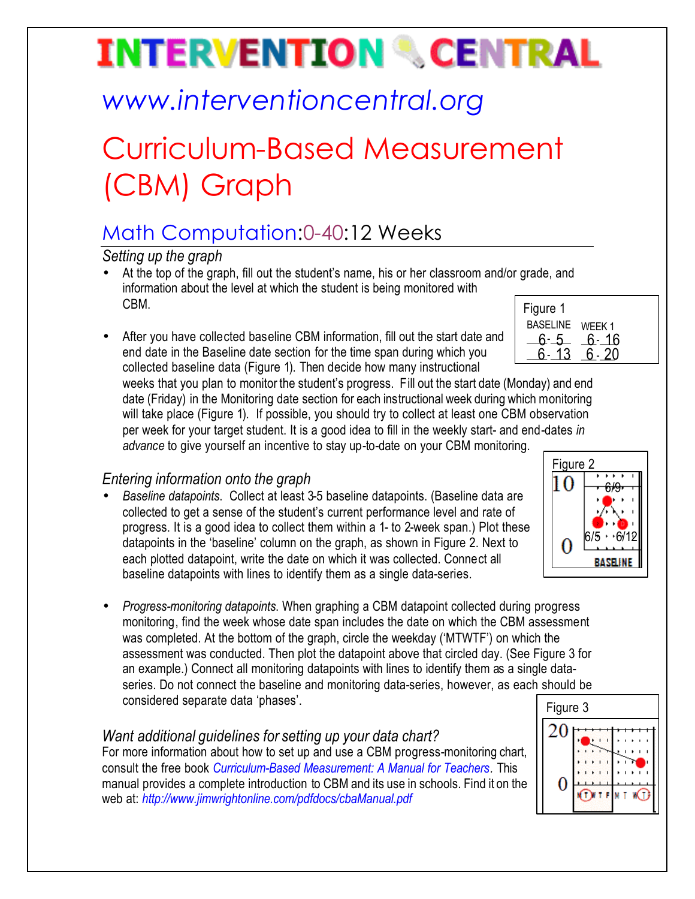# INTERVENTION CENTRAL

## www.interventioncentral.org

# Curriculum-Based Measurement (CBM) Graph

## Math Computation:0-40:12 Weeks

### *Setting up the graph*

- At the top of the graph, fill out the student's name, his or her classroom and/or grade, and information about the level at which the student is being monitored with CBM.

- After you have collected baseline CBM information, fill out the start date and end date in the Baseline date section for the time span during which you collected baseline data (Figure 1). Then decide how many instructional weeks that you plan to monitor the student's progress. Fill out the start date (Monday) and end date (Friday) in the Monitoring date section for each instructional week during which monitoring will take place (Figure 1). If possible, you should try to collect at least one CBM observation per week for your target student. It is a good idea to fill in the weekly start- and end-dates *in advance* to give yourself an incentive to stay up-to-date on your CBM monitoring.

Figure 1

| BASELINE | WEEK 1 |
|---|---|
| 6-5 | 6-16 |
| 6-13 | 6-20 |

### *Entering information onto the graph*

- *Baseline datapoints*. Collect at least 3-5 baseline datapoints. (Baseline data are collected to get a sense of the student's current performance level and rate of progress. It is a good idea to collect them within a 1- to 2-week span.) Plot these datapoints in the 'baseline' column on the graph, as shown in Figure 2. Next to each plotted datapoint, write the date on which it was collected. Connect all baseline datapoints with lines to identify them as a single data-series.

Figure 2

- *Progress-monitoring datapoints.* When graphing a CBM datapoint collected during progress monitoring, find the week whose date span includes the date on which the CBM assessment was completed. At the bottom of the graph, circle the weekday ('MTWTF') on which the assessment was conducted. Then plot the datapoint above that circled day. (See Figure 3 for an example.) Connect all monitoring datapoints with lines to identify them as a single data-series. Do not connect the baseline and monitoring data-series, however, as each should be considered separate data 'phases'.

Figure 3

### *Want additional guidelines for setting up your data chart?*

For more information about how to set up and use a CBM progress-monitoring chart, consult the free book *Curriculum-Based Measurement: A Manual for Teachers*. This manual provides a complete introduction to CBM and its use in schools. Find it on the web at: *http://www.jimwrightonline.com/pdfdocs/cbaManual.pdf*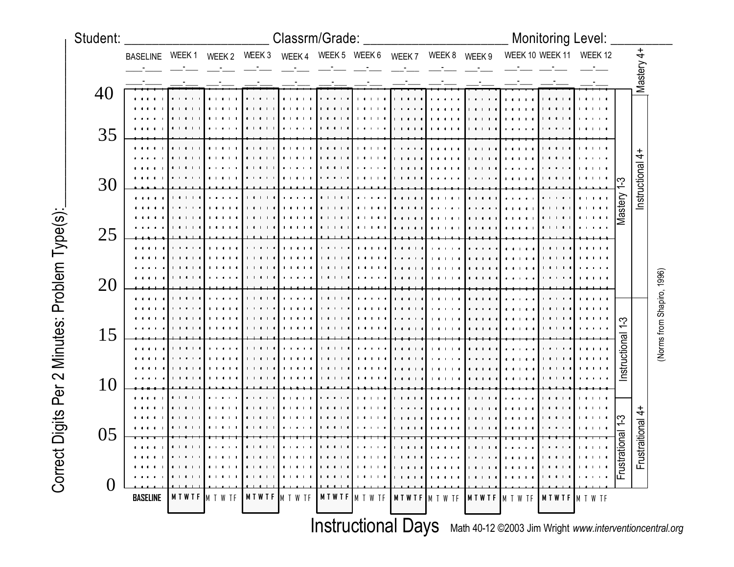Student: ______________________ Classrm/Grade: ______________________ Monitoring Level: _________

BASELINE ___-___ ___-___

WEEK 1 ___-___ ___-___

WEEK 2 ___-___ ___-___

WEEK 3 ___-___ ___-___

WEEK 4 ___-___ ___-___

WEEK 5 ___-___ ___-___

WEEK 6 ___-___ ___-___

WEEK 7 ___-___ ___-___

WEEK 8 ___-___ ___-___

WEEK 9 ___-___ ___-___

WEEK 10 ___-___ ___-___

WEEK 11 ___-___ ___-___

WEEK 12 ___-___ ___-___

Correct Digits Per 2 Minutes: Problem Type(s):___________

40

35

30

25

20

15

10

05

0

BASELINE

M T W T F (repeated under each of Weeks 1–12)

Instructional Days

Mastery 1-3

Instructional 1-3

Frustrational 1-3

Mastery 4+

Instructional 4+

Frustraitional 4+

(Norms from Shapiro, 1996)

Math 40-12 ©2003 Jim Wright *www.interventioncentral.org*